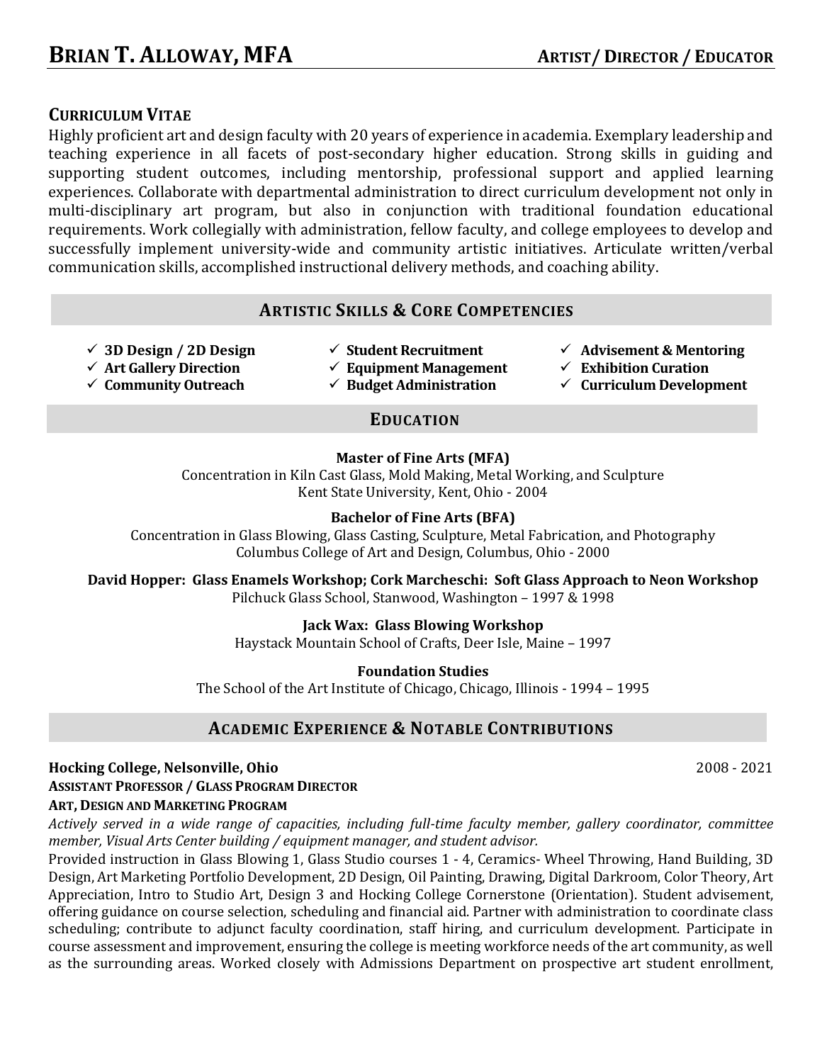# BRIAN T. ALLOWAY, MFA

**ARTIST / DIRECTOR / EDUCATOR**

## CURRICULUM VITAE

Highly proficient art and design faculty with 20 years of experience in academia. Exemplary leadership and teaching experience in all facets of post-secondary higher education. Strong skills in guiding and supporting student outcomes, including mentorship, professional support and applied learning experiences. Collaborate with departmental administration to direct curriculum development not only in multi-disciplinary art program, but also in conjunction with traditional foundation educational requirements. Work collegially with administration, fellow faculty, and college employees to develop and successfully implement university-wide and community artistic initiatives. Articulate written/verbal communication skills, accomplished instructional delivery methods, and coaching ability.

## ARTISTIC SKILLS & CORE COMPETENCIES

- ✓ **3D Design / 2D Design**
- ✓ **Art Gallery Direction**
- ✓ **Community Outreach**
- ✓ **Student Recruitment**
- ✓ **Equipment Management**
- ✓ **Budget Administration**
- ✓ **Advisement & Mentoring**
- ✓ **Exhibition Curation**
- ✓ **Curriculum Development**

## EDUCATION

**Master of Fine Arts (MFA)**
Concentration in Kiln Cast Glass, Mold Making, Metal Working, and Sculpture
Kent State University, Kent, Ohio - 2004

**Bachelor of Fine Arts (BFA)**
Concentration in Glass Blowing, Glass Casting, Sculpture, Metal Fabrication, and Photography
Columbus College of Art and Design, Columbus, Ohio - 2000

**David Hopper: Glass Enamels Workshop; Cork Marcheschi: Soft Glass Approach to Neon Workshop**
Pilchuck Glass School, Stanwood, Washington – 1997 & 1998

**Jack Wax: Glass Blowing Workshop**
Haystack Mountain School of Crafts, Deer Isle, Maine – 1997

**Foundation Studies**
The School of the Art Institute of Chicago, Chicago, Illinois - 1994 – 1995

## ACADEMIC EXPERIENCE & NOTABLE CONTRIBUTIONS

**Hocking College, Nelsonville, Ohio** 2008 - 2021
**ASSISTANT PROFESSOR / GLASS PROGRAM DIRECTOR**
**ART, DESIGN AND MARKETING PROGRAM**

*Actively served in a wide range of capacities, including full-time faculty member, gallery coordinator, committee member, Visual Arts Center building / equipment manager, and student advisor.*

Provided instruction in Glass Blowing 1, Glass Studio courses 1 - 4, Ceramics- Wheel Throwing, Hand Building, 3D Design, Art Marketing Portfolio Development, 2D Design, Oil Painting, Drawing, Digital Darkroom, Color Theory, Art Appreciation, Intro to Studio Art, Design 3 and Hocking College Cornerstone (Orientation). Student advisement, offering guidance on course selection, scheduling and financial aid. Partner with administration to coordinate class scheduling; contribute to adjunct faculty coordination, staff hiring, and curriculum development. Participate in course assessment and improvement, ensuring the college is meeting workforce needs of the art community, as well as the surrounding areas. Worked closely with Admissions Department on prospective art student enrollment,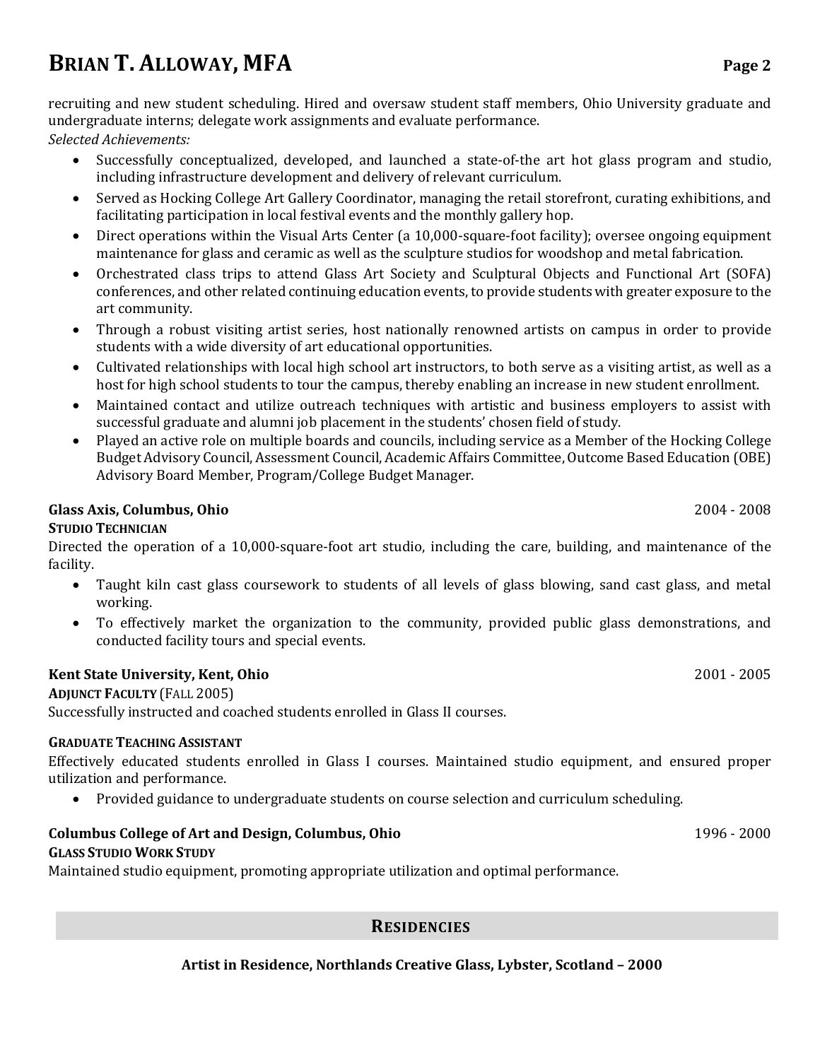recruiting and new student scheduling. Hired and oversaw student staff members, Ohio University graduate and undergraduate interns; delegate work assignments and evaluate performance.

*Selected Achievements:*

- Successfully conceptualized, developed, and launched a state-of-the art hot glass program and studio, including infrastructure development and delivery of relevant curriculum.
- Served as Hocking College Art Gallery Coordinator, managing the retail storefront, curating exhibitions, and facilitating participation in local festival events and the monthly gallery hop.
- Direct operations within the Visual Arts Center (a 10,000-square-foot facility); oversee ongoing equipment maintenance for glass and ceramic as well as the sculpture studios for woodshop and metal fabrication.
- Orchestrated class trips to attend Glass Art Society and Sculptural Objects and Functional Art (SOFA) conferences, and other related continuing education events, to provide students with greater exposure to the art community.
- Through a robust visiting artist series, host nationally renowned artists on campus in order to provide students with a wide diversity of art educational opportunities.
- Cultivated relationships with local high school art instructors, to both serve as a visiting artist, as well as a host for high school students to tour the campus, thereby enabling an increase in new student enrollment.
- Maintained contact and utilize outreach techniques with artistic and business employers to assist with successful graduate and alumni job placement in the students' chosen field of study.
- Played an active role on multiple boards and councils, including service as a Member of the Hocking College Budget Advisory Council, Assessment Council, Academic Affairs Committee, Outcome Based Education (OBE) Advisory Board Member, Program/College Budget Manager.

**Glass Axis, Columbus, Ohio** 2004 - 2008

**STUDIO TECHNICIAN**

Directed the operation of a 10,000-square-foot art studio, including the care, building, and maintenance of the facility.

- Taught kiln cast glass coursework to students of all levels of glass blowing, sand cast glass, and metal working.
- To effectively market the organization to the community, provided public glass demonstrations, and conducted facility tours and special events.

**Kent State University, Kent, Ohio** 2001 - 2005

**ADJUNCT FACULTY** (FALL 2005)

Successfully instructed and coached students enrolled in Glass II courses.

**GRADUATE TEACHING ASSISTANT**

Effectively educated students enrolled in Glass I courses. Maintained studio equipment, and ensured proper utilization and performance.

- Provided guidance to undergraduate students on course selection and curriculum scheduling.

**Columbus College of Art and Design, Columbus, Ohio** 1996 - 2000

**GLASS STUDIO WORK STUDY**

Maintained studio equipment, promoting appropriate utilization and optimal performance.

## RESIDENCIES

**Artist in Residence, Northlands Creative Glass, Lybster, Scotland – 2000**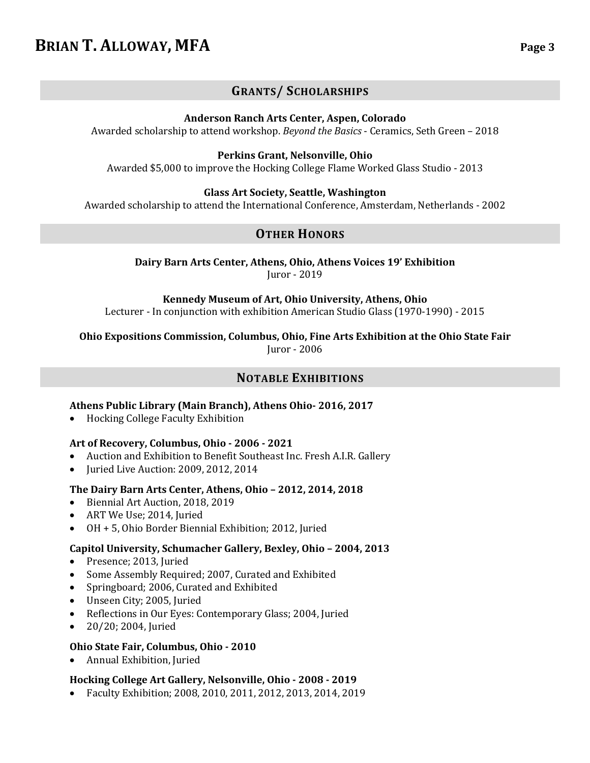## GRANTS/ SCHOLARSHIPS

**Anderson Ranch Arts Center, Aspen, Colorado**
Awarded scholarship to attend workshop. *Beyond the Basics* - Ceramics, Seth Green – 2018

**Perkins Grant, Nelsonville, Ohio**
Awarded $5,000 to improve the Hocking College Flame Worked Glass Studio - 2013

**Glass Art Society, Seattle, Washington**
Awarded scholarship to attend the International Conference, Amsterdam, Netherlands - 2002

## OTHER HONORS

**Dairy Barn Arts Center, Athens, Ohio, Athens Voices 19' Exhibition**
Juror - 2019

**Kennedy Museum of Art, Ohio University, Athens, Ohio**
Lecturer - In conjunction with exhibition American Studio Glass (1970-1990) - 2015

**Ohio Expositions Commission, Columbus, Ohio, Fine Arts Exhibition at the Ohio State Fair**
Juror - 2006

## NOTABLE EXHIBITIONS

**Athens Public Library (Main Branch), Athens Ohio- 2016, 2017**
- Hocking College Faculty Exhibition

**Art of Recovery, Columbus, Ohio - 2006 - 2021**
- Auction and Exhibition to Benefit Southeast Inc. Fresh A.I.R. Gallery
- Juried Live Auction: 2009, 2012, 2014

**The Dairy Barn Arts Center, Athens, Ohio – 2012, 2014, 2018**
- Biennial Art Auction, 2018, 2019
- ART We Use; 2014, Juried
- OH + 5, Ohio Border Biennial Exhibition; 2012, Juried

**Capitol University, Schumacher Gallery, Bexley, Ohio – 2004, 2013**
- Presence; 2013, Juried
- Some Assembly Required; 2007, Curated and Exhibited
- Springboard; 2006, Curated and Exhibited
- Unseen City; 2005, Juried
- Reflections in Our Eyes: Contemporary Glass; 2004, Juried
- 20/20; 2004, Juried

**Ohio State Fair, Columbus, Ohio - 2010**
- Annual Exhibition, Juried

**Hocking College Art Gallery, Nelsonville, Ohio - 2008 - 2019**
- Faculty Exhibition; 2008, 2010, 2011, 2012, 2013, 2014, 2019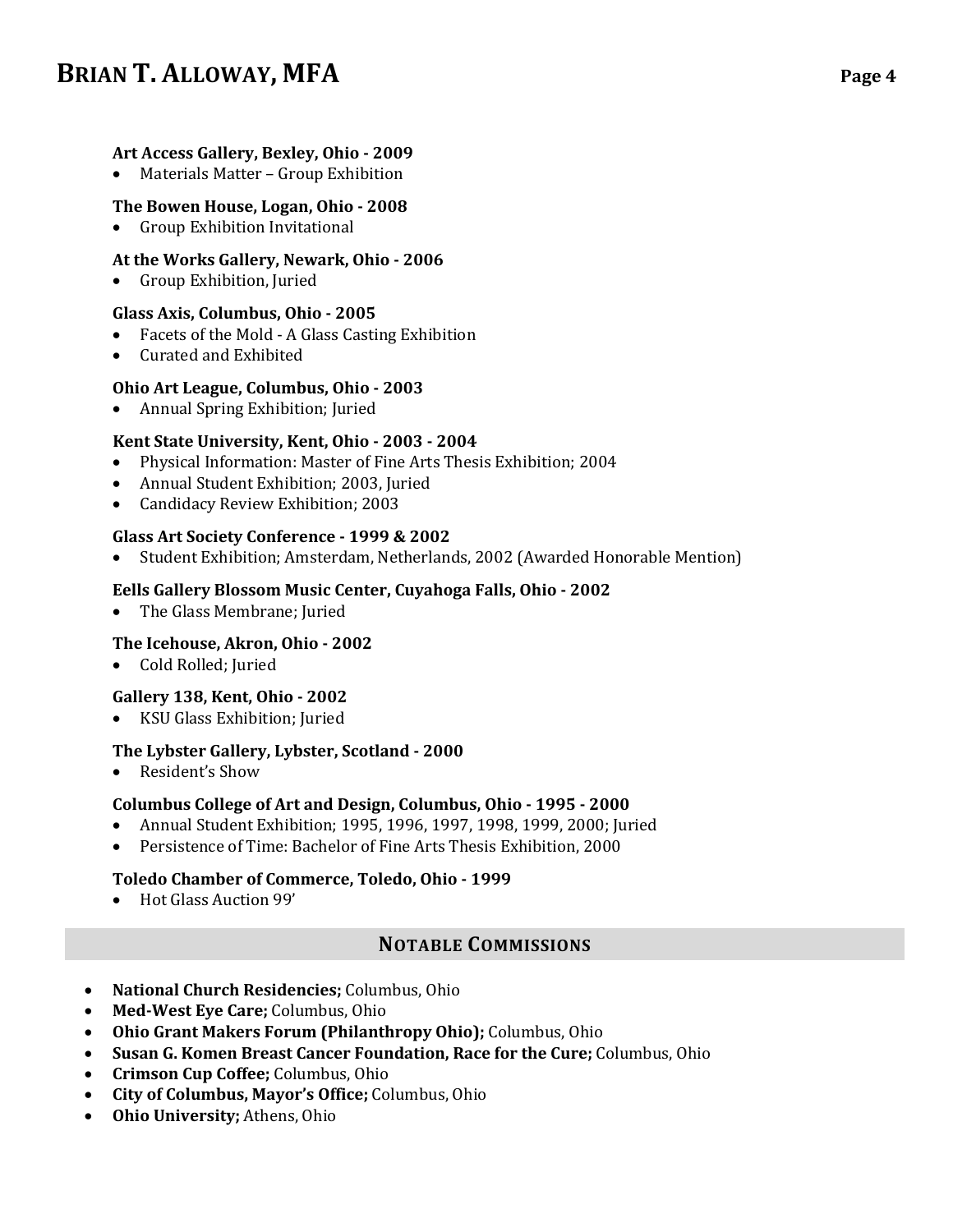**Art Access Gallery, Bexley, Ohio - 2009**
- Materials Matter – Group Exhibition

**The Bowen House, Logan, Ohio - 2008**
- Group Exhibition Invitational

**At the Works Gallery, Newark, Ohio - 2006**
- Group Exhibition, Juried

**Glass Axis, Columbus, Ohio - 2005**
- Facets of the Mold - A Glass Casting Exhibition
- Curated and Exhibited

**Ohio Art League, Columbus, Ohio - 2003**
- Annual Spring Exhibition; Juried

**Kent State University, Kent, Ohio - 2003 - 2004**
- Physical Information: Master of Fine Arts Thesis Exhibition; 2004
- Annual Student Exhibition; 2003, Juried
- Candidacy Review Exhibition; 2003

**Glass Art Society Conference - 1999 & 2002**
- Student Exhibition; Amsterdam, Netherlands, 2002 (Awarded Honorable Mention)

**Eells Gallery Blossom Music Center, Cuyahoga Falls, Ohio - 2002**
- The Glass Membrane; Juried

**The Icehouse, Akron, Ohio - 2002**
- Cold Rolled; Juried

**Gallery 138, Kent, Ohio - 2002**
- KSU Glass Exhibition; Juried

**The Lybster Gallery, Lybster, Scotland - 2000**
- Resident's Show

**Columbus College of Art and Design, Columbus, Ohio - 1995 - 2000**
- Annual Student Exhibition; 1995, 1996, 1997, 1998, 1999, 2000; Juried
- Persistence of Time: Bachelor of Fine Arts Thesis Exhibition, 2000

**Toledo Chamber of Commerce, Toledo, Ohio - 1999**
- Hot Glass Auction 99'

## NOTABLE COMMISSIONS

- **National Church Residencies;** Columbus, Ohio
- **Med-West Eye Care;** Columbus, Ohio
- **Ohio Grant Makers Forum (Philanthropy Ohio);** Columbus, Ohio
- **Susan G. Komen Breast Cancer Foundation, Race for the Cure;** Columbus, Ohio
- **Crimson Cup Coffee;** Columbus, Ohio
- **City of Columbus, Mayor's Office;** Columbus, Ohio
- **Ohio University;** Athens, Ohio